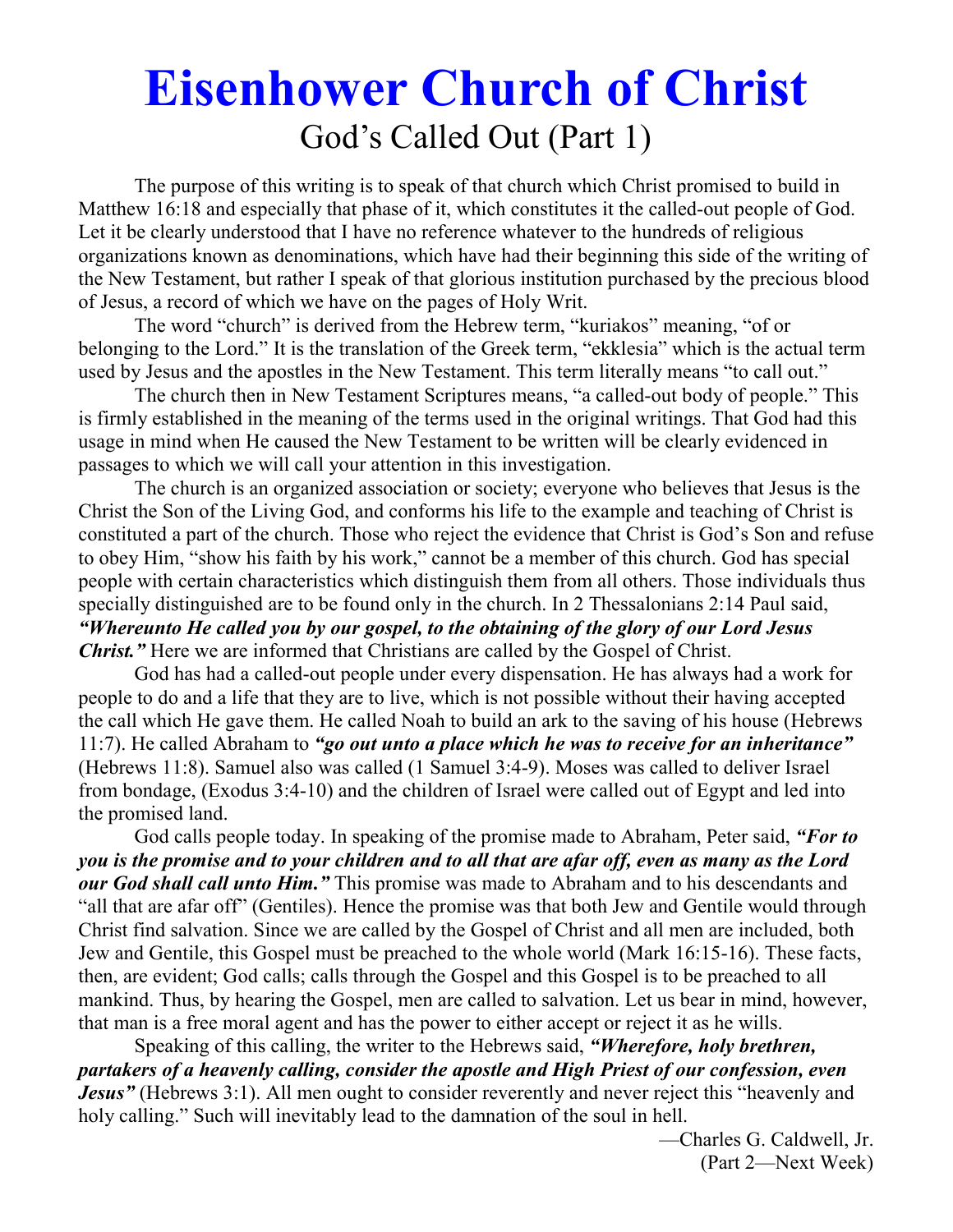# Eisenhower Church of Christ

## God's Called Out (Part 1)

The purpose of this writing is to speak of that church which Christ promised to build in Matthew 16:18 and especially that phase of it, which constitutes it the called-out people of God. Let it be clearly understood that I have no reference whatever to the hundreds of religious organizations known as denominations, which have had their beginning this side of the writing of the New Testament, but rather I speak of that glorious institution purchased by the precious blood of Jesus, a record of which we have on the pages of Holy Writ.

The word "church" is derived from the Hebrew term, "kuriakos" meaning, "of or belonging to the Lord." It is the translation of the Greek term, "ekklesia" which is the actual term used by Jesus and the apostles in the New Testament. This term literally means "to call out."

The church then in New Testament Scriptures means, "a called-out body of people." This is firmly established in the meaning of the terms used in the original writings. That God had this usage in mind when He caused the New Testament to be written will be clearly evidenced in passages to which we will call your attention in this investigation.

The church is an organized association or society; everyone who believes that Jesus is the Christ the Son of the Living God, and conforms his life to the example and teaching of Christ is constituted a part of the church. Those who reject the evidence that Christ is God's Son and refuse to obey Him, "show his faith by his work," cannot be a member of this church. God has special people with certain characteristics which distinguish them from all others. Those individuals thus specially distinguished are to be found only in the church. In 2 Thessalonians 2:14 Paul said, ***"Whereunto He called you by our gospel, to the obtaining of the glory of our Lord Jesus Christ."*** Here we are informed that Christians are called by the Gospel of Christ.

God has had a called-out people under every dispensation. He has always had a work for people to do and a life that they are to live, which is not possible without their having accepted the call which He gave them. He called Noah to build an ark to the saving of his house (Hebrews 11:7). He called Abraham to ***"go out unto a place which he was to receive for an inheritance"*** (Hebrews 11:8). Samuel also was called (1 Samuel 3:4-9). Moses was called to deliver Israel from bondage, (Exodus 3:4-10) and the children of Israel were called out of Egypt and led into the promised land.

God calls people today. In speaking of the promise made to Abraham, Peter said, ***"For to you is the promise and to your children and to all that are afar off, even as many as the Lord our God shall call unto Him."*** This promise was made to Abraham and to his descendants and "all that are afar off" (Gentiles). Hence the promise was that both Jew and Gentile would through Christ find salvation. Since we are called by the Gospel of Christ and all men are included, both Jew and Gentile, this Gospel must be preached to the whole world (Mark 16:15-16). These facts, then, are evident; God calls; calls through the Gospel and this Gospel is to be preached to all mankind. Thus, by hearing the Gospel, men are called to salvation. Let us bear in mind, however, that man is a free moral agent and has the power to either accept or reject it as he wills.

Speaking of this calling, the writer to the Hebrews said, ***"Wherefore, holy brethren, partakers of a heavenly calling, consider the apostle and High Priest of our confession, even Jesus"*** (Hebrews 3:1). All men ought to consider reverently and never reject this "heavenly and holy calling." Such will inevitably lead to the damnation of the soul in hell.

—Charles G. Caldwell, Jr.
(Part 2—Next Week)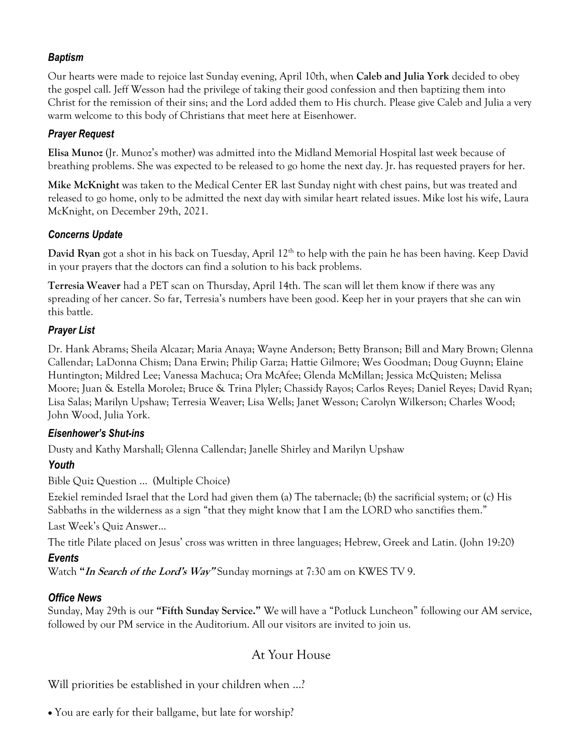### *Baptism*

Our hearts were made to rejoice last Sunday evening, April 10th, when **Caleb and Julia York** decided to obey the gospel call. Jeff Wesson had the privilege of taking their good confession and then baptizing them into Christ for the remission of their sins; and the Lord added them to His church. Please give Caleb and Julia a very warm welcome to this body of Christians that meet here at Eisenhower.

### *Prayer Request*

**Elisa Munoz** (Jr. Munoz's mother) was admitted into the Midland Memorial Hospital last week because of breathing problems. She was expected to be released to go home the next day. Jr. has requested prayers for her.

**Mike McKnight** was taken to the Medical Center ER last Sunday night with chest pains, but was treated and released to go home, only to be admitted the next day with similar heart related issues. Mike lost his wife, Laura McKnight, on December 29th, 2021.

### *Concerns Update*

**David Ryan** got a shot in his back on Tuesday, April 12th to help with the pain he has been having. Keep David in your prayers that the doctors can find a solution to his back problems.

**Terresia Weaver** had a PET scan on Thursday, April 14th. The scan will let them know if there was any spreading of her cancer. So far, Terresia's numbers have been good. Keep her in your prayers that she can win this battle.

### *Prayer List*

Dr. Hank Abrams; Sheila Alcazar; Maria Anaya; Wayne Anderson; Betty Branson; Bill and Mary Brown; Glenna Callendar; LaDonna Chism; Dana Erwin; Philip Garza; Hattie Gilmore; Wes Goodman; Doug Guynn; Elaine Huntington; Mildred Lee; Vanessa Machuca; Ora McAfee; Glenda McMillan; Jessica McQuisten; Melissa Moore; Juan & Estella Morolez; Bruce & Trina Plyler; Chassidy Rayos; Carlos Reyes; Daniel Reyes; David Ryan; Lisa Salas; Marilyn Upshaw; Terresia Weaver; Lisa Wells; Janet Wesson; Carolyn Wilkerson; Charles Wood; John Wood, Julia York.

### *Eisenhower's Shut-ins*

Dusty and Kathy Marshall; Glenna Callendar; Janelle Shirley and Marilyn Upshaw

### *Youth*

Bible Quiz Question … (Multiple Choice)

Ezekiel reminded Israel that the Lord had given them (a) The tabernacle; (b) the sacrificial system; or (c) His Sabbaths in the wilderness as a sign "that they might know that I am the LORD who sanctifies them."

Last Week's Quiz Answer…

The title Pilate placed on Jesus' cross was written in three languages; Hebrew, Greek and Latin. (John 19:20)

### *Events*

Watch ***"In Search of the Lord's Way"*** Sunday mornings at 7:30 am on KWES TV 9.

### *Office News*

Sunday, May 29th is our **"Fifth Sunday Service."** We will have a "Potluck Luncheon" following our AM service, followed by our PM service in the Auditorium. All our visitors are invited to join us.

## At Your House

Will priorities be established in your children when …?

- You are early for their ballgame, but late for worship?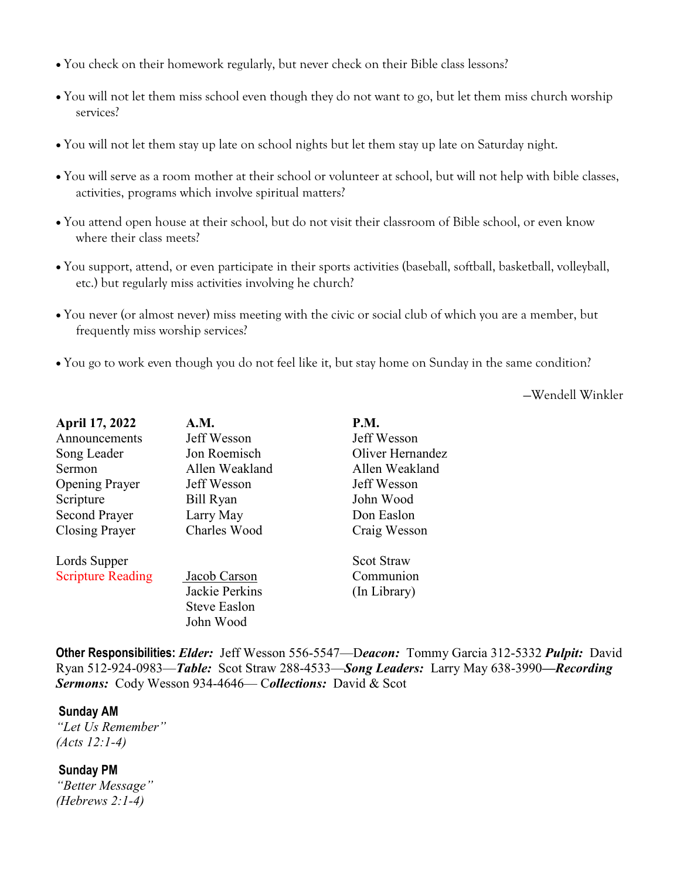- You check on their homework regularly, but never check on their Bible class lessons?
- You will not let them miss school even though they do not want to go, but let them miss church worship services?
- You will not let them stay up late on school nights but let them stay up late on Saturday night.
- You will serve as a room mother at their school or volunteer at school, but will not help with bible classes, activities, programs which involve spiritual matters?
- You attend open house at their school, but do not visit their classroom of Bible school, or even know where their class meets?
- You support, attend, or even participate in their sports activities (baseball, softball, basketball, volleyball, etc.) but regularly miss activities involving he church?
- You never (or almost never) miss meeting with the civic or social club of which you are a member, but frequently miss worship services?
- You go to work even though you do not feel like it, but stay home on Sunday in the same condition?

—Wendell Winkler

| **April 17, 2022** | **A.M.** | **P.M.** |
|---|---|---|
| Announcements | Jeff Wesson | Jeff Wesson |
| Song Leader | Jon Roemisch | Oliver Hernandez |
| Sermon | Allen Weakland | Allen Weakland |
| Opening Prayer | Jeff Wesson | Jeff Wesson |
| Scripture | Bill Ryan | John Wood |
| Second Prayer | Larry May | Don Easlon |
| Closing Prayer | Charles Wood | Craig Wesson |
| | | |
| Lords Supper | | Scot Straw |
| Scripture Reading | Jacob Carson | Communion |
| | Jackie Perkins | (In Library) |
| | Steve Easlon | |
| | John Wood | |

**Other Responsibilities:** ***Elder:*** Jeff Wesson 556-5547—D***eacon:*** Tommy Garcia 312-5332 ***Pulpit:*** David Ryan 512-924-0983—***Table:*** Scot Straw 288-4533—***Song Leaders:*** Larry May 638-3990—***Recording Sermons:*** Cody Wesson 934-4646— C***ollections:*** David & Scot

**Sunday AM**
*"Let Us Remember"*
*(Acts 12:1-4)*

**Sunday PM**
*"Better Message"*
*(Hebrews 2:1-4)*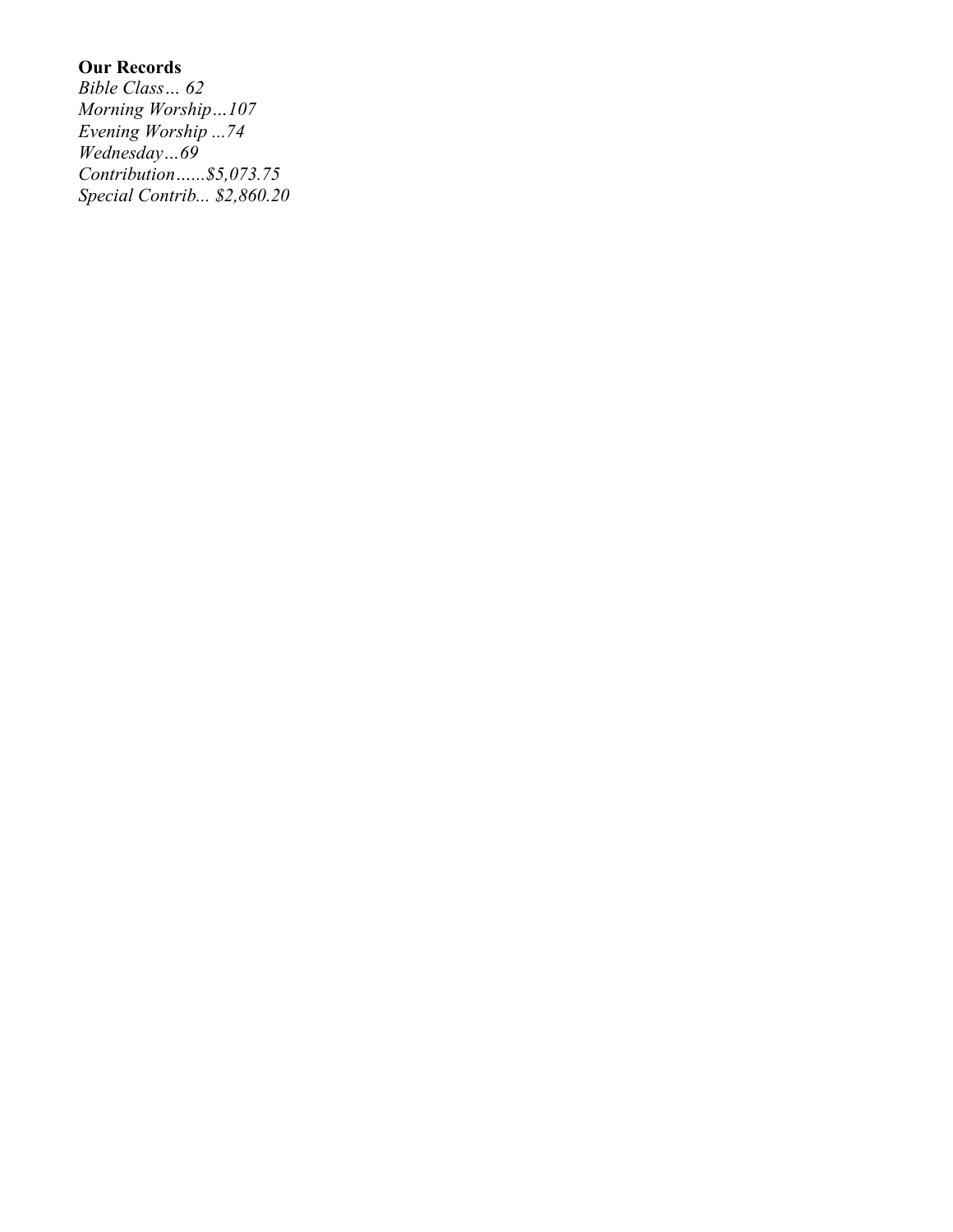**Our Records**

*Bible Class… 62*
*Morning Worship…107*
*Evening Worship ...74*
*Wednesday…69*
*Contribution……$5,073.75*
*Special Contrib... $2,860.20*